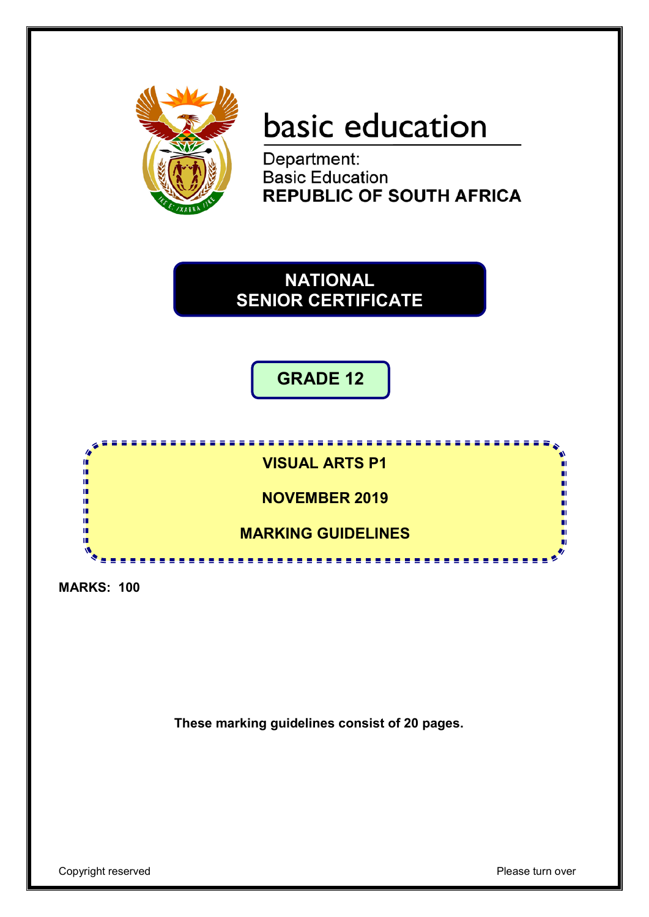basic education

Department:
Basic Education
**REPUBLIC OF SOUTH AFRICA**

# NATIONAL SENIOR CERTIFICATE

## GRADE 12

**VISUAL ARTS P1**

**NOVEMBER 2019**

**MARKING GUIDELINES**

**MARKS: 100**

**These marking guidelines consist of 20 pages.**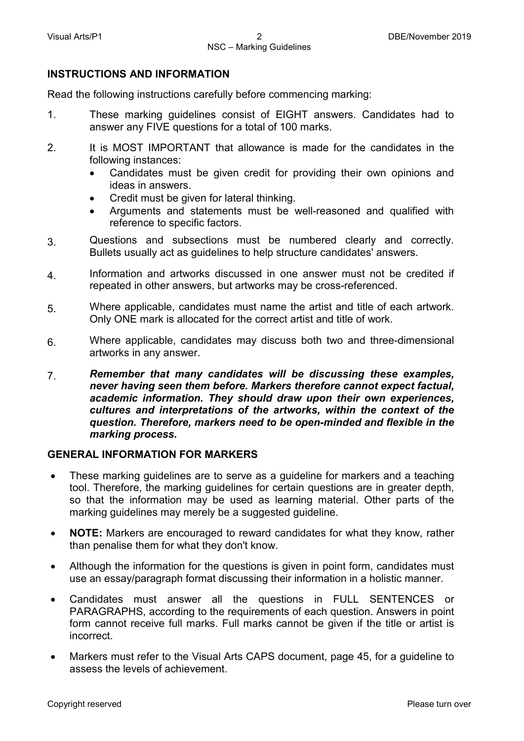## INSTRUCTIONS AND INFORMATION

Read the following instructions carefully before commencing marking:

1. These marking guidelines consist of EIGHT answers. Candidates had to answer any FIVE questions for a total of 100 marks.
2. It is MOST IMPORTANT that allowance is made for the candidates in the following instances:
   - Candidates must be given credit for providing their own opinions and ideas in answers.
   - Credit must be given for lateral thinking.
   - Arguments and statements must be well-reasoned and qualified with reference to specific factors.
3. Questions and subsections must be numbered clearly and correctly. Bullets usually act as guidelines to help structure candidates' answers.
4. Information and artworks discussed in one answer must not be credited if repeated in other answers, but artworks may be cross-referenced.
5. Where applicable, candidates must name the artist and title of each artwork. Only ONE mark is allocated for the correct artist and title of work.
6. Where applicable, candidates may discuss both two and three-dimensional artworks in any answer.
7. ***Remember that many candidates will be discussing these examples, never having seen them before. Markers therefore cannot expect factual, academic information. They should draw upon their own experiences, cultures and interpretations of the artworks, within the context of the question. Therefore, markers need to be open-minded and flexible in the marking process.***

## GENERAL INFORMATION FOR MARKERS

- These marking guidelines are to serve as a guideline for markers and a teaching tool. Therefore, the marking guidelines for certain questions are in greater depth, so that the information may be used as learning material. Other parts of the marking guidelines may merely be a suggested guideline.
- **NOTE:** Markers are encouraged to reward candidates for what they know, rather than penalise them for what they don't know.
- Although the information for the questions is given in point form, candidates must use an essay/paragraph format discussing their information in a holistic manner.
- Candidates must answer all the questions in FULL SENTENCES or PARAGRAPHS, according to the requirements of each question. Answers in point form cannot receive full marks. Full marks cannot be given if the title or artist is incorrect.
- Markers must refer to the Visual Arts CAPS document, page 45, for a guideline to assess the levels of achievement.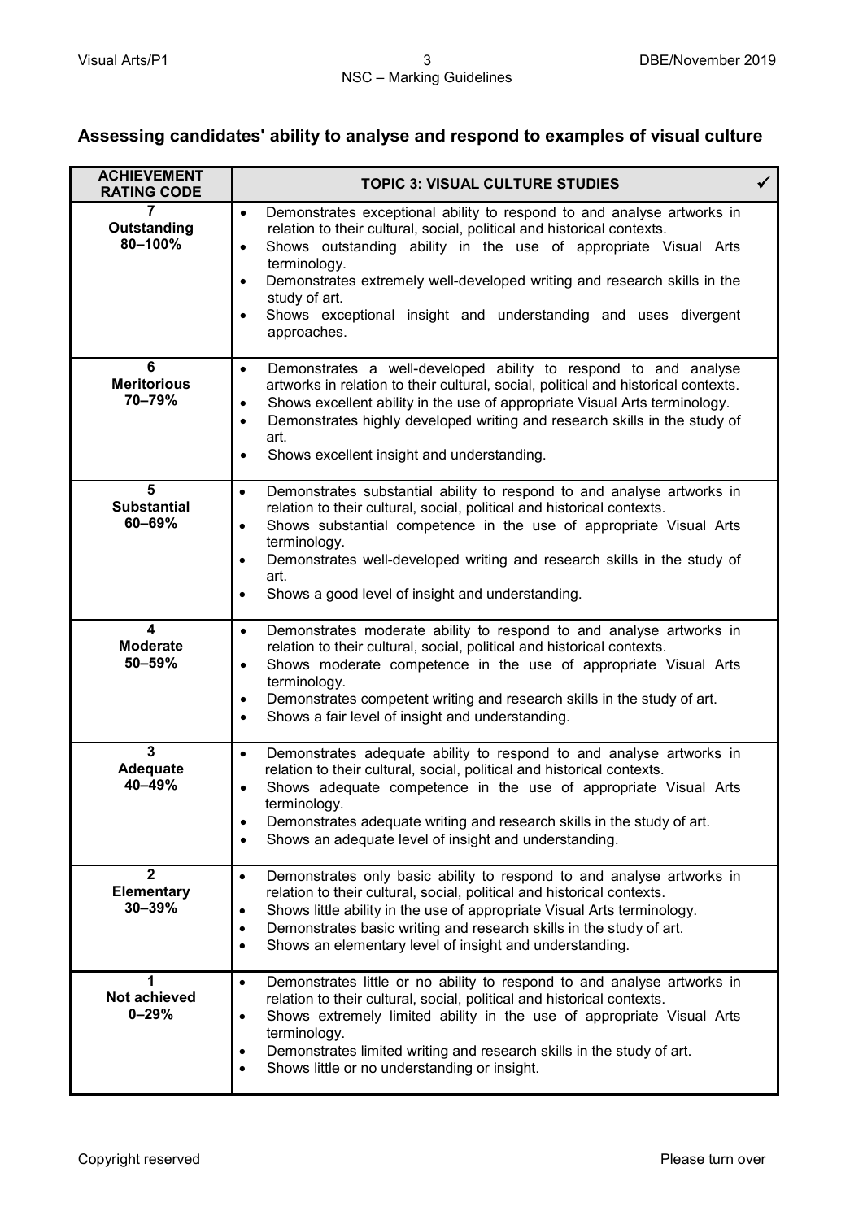## Assessing candidates' ability to analyse and respond to examples of visual culture

| ACHIEVEMENT RATING CODE | TOPIC 3: VISUAL CULTURE STUDIES ✓ |
|---|---|
| **7 Outstanding 80–100%** | • Demonstrates exceptional ability to respond to and analyse artworks in relation to their cultural, social, political and historical contexts.<br>• Shows outstanding ability in the use of appropriate Visual Arts terminology.<br>• Demonstrates extremely well-developed writing and research skills in the study of art.<br>• Shows exceptional insight and understanding and uses divergent approaches. |
| **6 Meritorious 70–79%** | • Demonstrates a well-developed ability to respond to and analyse artworks in relation to their cultural, social, political and historical contexts.<br>• Shows excellent ability in the use of appropriate Visual Arts terminology.<br>• Demonstrates highly developed writing and research skills in the study of art.<br>• Shows excellent insight and understanding. |
| **5 Substantial 60–69%** | • Demonstrates substantial ability to respond to and analyse artworks in relation to their cultural, social, political and historical contexts.<br>• Shows substantial competence in the use of appropriate Visual Arts terminology.<br>• Demonstrates well-developed writing and research skills in the study of art.<br>• Shows a good level of insight and understanding. |
| **4 Moderate 50–59%** | • Demonstrates moderate ability to respond to and analyse artworks in relation to their cultural, social, political and historical contexts.<br>• Shows moderate competence in the use of appropriate Visual Arts terminology.<br>• Demonstrates competent writing and research skills in the study of art.<br>• Shows a fair level of insight and understanding. |
| **3 Adequate 40–49%** | • Demonstrates adequate ability to respond to and analyse artworks in relation to their cultural, social, political and historical contexts.<br>• Shows adequate competence in the use of appropriate Visual Arts terminology.<br>• Demonstrates adequate writing and research skills in the study of art.<br>• Shows an adequate level of insight and understanding. |
| **2 Elementary 30–39%** | • Demonstrates only basic ability to respond to and analyse artworks in relation to their cultural, social, political and historical contexts.<br>• Shows little ability in the use of appropriate Visual Arts terminology.<br>• Demonstrates basic writing and research skills in the study of art.<br>• Shows an elementary level of insight and understanding. |
| **1 Not achieved 0–29%** | • Demonstrates little or no ability to respond to and analyse artworks in relation to their cultural, social, political and historical contexts.<br>• Shows extremely limited ability in the use of appropriate Visual Arts terminology.<br>• Demonstrates limited writing and research skills in the study of art.<br>• Shows little or no understanding or insight. |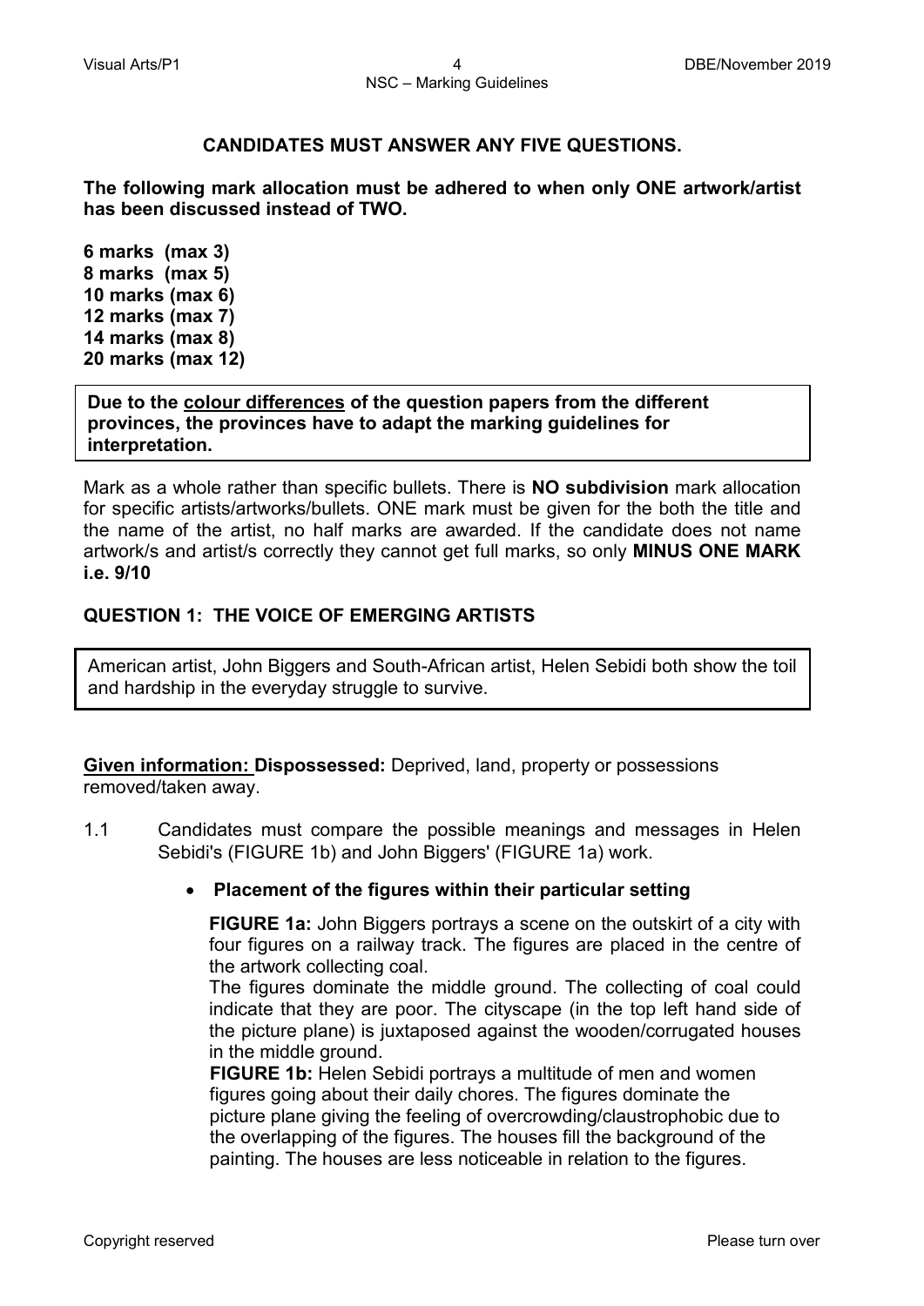**CANDIDATES MUST ANSWER ANY FIVE QUESTIONS.**

**The following mark allocation must be adhered to when only ONE artwork/artist has been discussed instead of TWO.**

**6 marks (max 3)**
**8 marks (max 5)**
**10 marks (max 6)**
**12 marks (max 7)**
**14 marks (max 8)**
**20 marks (max 12)**

**Due to the colour differences of the question papers from the different provinces, the provinces have to adapt the marking guidelines for interpretation.**

Mark as a whole rather than specific bullets. There is **NO subdivision** mark allocation for specific artists/artworks/bullets. ONE mark must be given for the both the title and the name of the artist, no half marks are awarded. If the candidate does not name artwork/s and artist/s correctly they cannot get full marks, so only **MINUS ONE MARK i.e. 9/10**

## QUESTION 1: THE VOICE OF EMERGING ARTISTS

American artist, John Biggers and South-African artist, Helen Sebidi both show the toil and hardship in the everyday struggle to survive.

**Given information: Dispossessed:** Deprived, land, property or possessions removed/taken away.

1.1 Candidates must compare the possible meanings and messages in Helen Sebidi's (FIGURE 1b) and John Biggers' (FIGURE 1a) work.

- **Placement of the figures within their particular setting**

  **FIGURE 1a:** John Biggers portrays a scene on the outskirt of a city with four figures on a railway track. The figures are placed in the centre of the artwork collecting coal.
  The figures dominate the middle ground. The collecting of coal could indicate that they are poor. The cityscape (in the top left hand side of the picture plane) is juxtaposed against the wooden/corrugated houses in the middle ground.
  **FIGURE 1b:** Helen Sebidi portrays a multitude of men and women figures going about their daily chores. The figures dominate the picture plane giving the feeling of overcrowding/claustrophobic due to the overlapping of the figures. The houses fill the background of the painting. The houses are less noticeable in relation to the figures.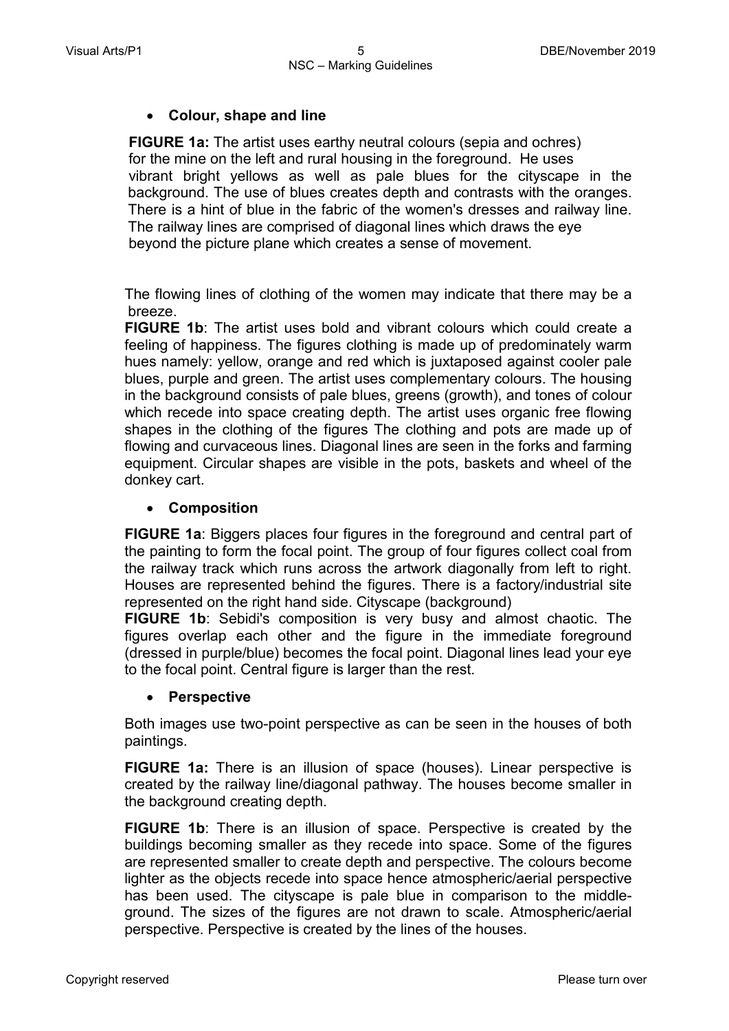- **Colour, shape and line**

**FIGURE 1a:** The artist uses earthy neutral colours (sepia and ochres) for the mine on the left and rural housing in the foreground. He uses vibrant bright yellows as well as pale blues for the cityscape in the background. The use of blues creates depth and contrasts with the oranges. There is a hint of blue in the fabric of the women's dresses and railway line. The railway lines are comprised of diagonal lines which draws the eye beyond the picture plane which creates a sense of movement.

The flowing lines of clothing of the women may indicate that there may be a breeze.

**FIGURE 1b**: The artist uses bold and vibrant colours which could create a feeling of happiness. The figures clothing is made up of predominately warm hues namely: yellow, orange and red which is juxtaposed against cooler pale blues, purple and green. The artist uses complementary colours. The housing in the background consists of pale blues, greens (growth), and tones of colour which recede into space creating depth. The artist uses organic free flowing shapes in the clothing of the figures The clothing and pots are made up of flowing and curvaceous lines. Diagonal lines are seen in the forks and farming equipment. Circular shapes are visible in the pots, baskets and wheel of the donkey cart.

- **Composition**

**FIGURE 1a**: Biggers places four figures in the foreground and central part of the painting to form the focal point. The group of four figures collect coal from the railway track which runs across the artwork diagonally from left to right. Houses are represented behind the figures. There is a factory/industrial site represented on the right hand side. Cityscape (background)

**FIGURE 1b**: Sebidi's composition is very busy and almost chaotic. The figures overlap each other and the figure in the immediate foreground (dressed in purple/blue) becomes the focal point. Diagonal lines lead your eye to the focal point. Central figure is larger than the rest.

- **Perspective**

Both images use two-point perspective as can be seen in the houses of both paintings.

**FIGURE 1a:** There is an illusion of space (houses). Linear perspective is created by the railway line/diagonal pathway. The houses become smaller in the background creating depth.

**FIGURE 1b**: There is an illusion of space. Perspective is created by the buildings becoming smaller as they recede into space. Some of the figures are represented smaller to create depth and perspective. The colours become lighter as the objects recede into space hence atmospheric/aerial perspective has been used. The cityscape is pale blue in comparison to the middle-ground. The sizes of the figures are not drawn to scale. Atmospheric/aerial perspective. Perspective is created by the lines of the houses.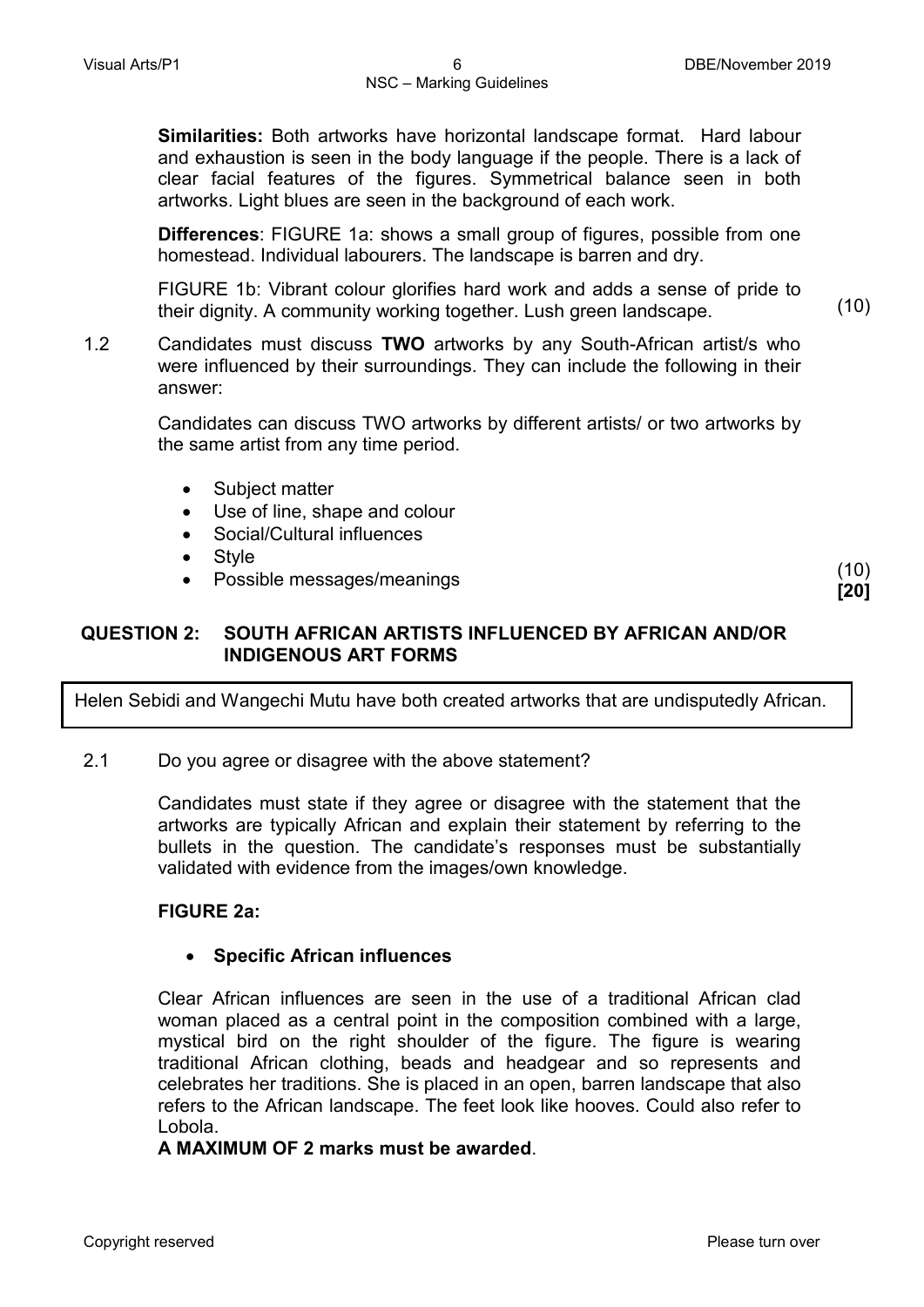**Similarities:** Both artworks have horizontal landscape format. Hard labour and exhaustion is seen in the body language if the people. There is a lack of clear facial features of the figures. Symmetrical balance seen in both artworks. Light blues are seen in the background of each work.

**Differences**: FIGURE 1a: shows a small group of figures, possible from one homestead. Individual labourers. The landscape is barren and dry.

FIGURE 1b: Vibrant colour glorifies hard work and adds a sense of pride to their dignity. A community working together. Lush green landscape. (10)

1.2 Candidates must discuss **TWO** artworks by any South-African artist/s who were influenced by their surroundings. They can include the following in their answer:

Candidates can discuss TWO artworks by different artists/ or two artworks by the same artist from any time period.

- Subject matter
- Use of line, shape and colour
- Social/Cultural influences
- Style
- Possible messages/meanings

(10)
**[20]**

## QUESTION 2: SOUTH AFRICAN ARTISTS INFLUENCED BY AFRICAN AND/OR INDIGENOUS ART FORMS

| Helen Sebidi and Wangechi Mutu have both created artworks that are undisputedly African. |
|---|

2.1 Do you agree or disagree with the above statement?

Candidates must state if they agree or disagree with the statement that the artworks are typically African and explain their statement by referring to the bullets in the question. The candidate's responses must be substantially validated with evidence from the images/own knowledge.

**FIGURE 2a:**

- **Specific African influences**

Clear African influences are seen in the use of a traditional African clad woman placed as a central point in the composition combined with a large, mystical bird on the right shoulder of the figure. The figure is wearing traditional African clothing, beads and headgear and so represents and celebrates her traditions. She is placed in an open, barren landscape that also refers to the African landscape. The feet look like hooves. Could also refer to Lobola.

**A MAXIMUM OF 2 marks must be awarded**.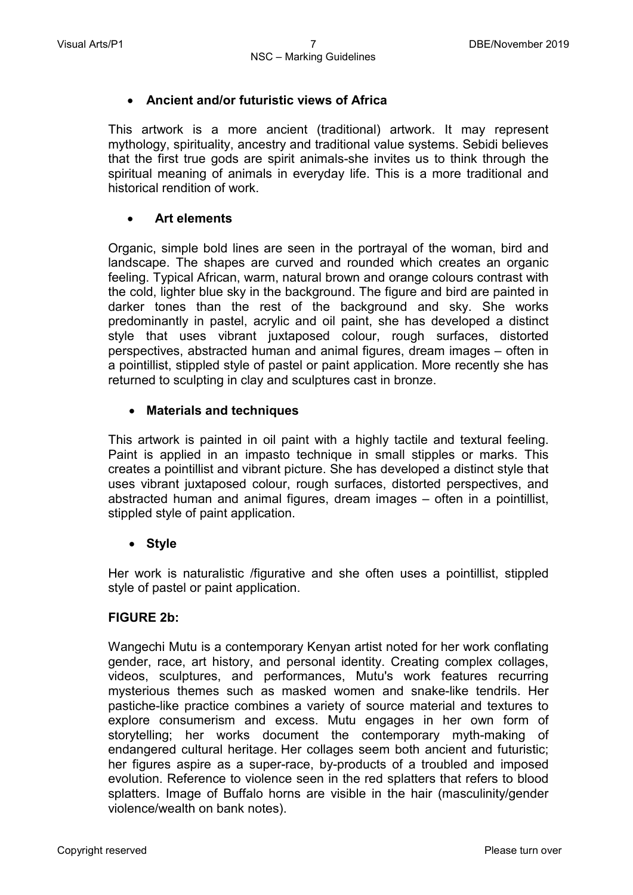- **Ancient and/or futuristic views of Africa**

This artwork is a more ancient (traditional) artwork. It may represent mythology, spirituality, ancestry and traditional value systems. Sebidi believes that the first true gods are spirit animals-she invites us to think through the spiritual meaning of animals in everyday life. This is a more traditional and historical rendition of work.

- **Art elements**

Organic, simple bold lines are seen in the portrayal of the woman, bird and landscape. The shapes are curved and rounded which creates an organic feeling. Typical African, warm, natural brown and orange colours contrast with the cold, lighter blue sky in the background. The figure and bird are painted in darker tones than the rest of the background and sky. She works predominantly in pastel, acrylic and oil paint, she has developed a distinct style that uses vibrant juxtaposed colour, rough surfaces, distorted perspectives, abstracted human and animal figures, dream images – often in a pointillist, stippled style of pastel or paint application. More recently she has returned to sculpting in clay and sculptures cast in bronze.

- **Materials and techniques**

This artwork is painted in oil paint with a highly tactile and textural feeling. Paint is applied in an impasto technique in small stipples or marks. This creates a pointillist and vibrant picture. She has developed a distinct style that uses vibrant juxtaposed colour, rough surfaces, distorted perspectives, and abstracted human and animal figures, dream images – often in a pointillist, stippled style of paint application.

- **Style**

Her work is naturalistic /figurative and she often uses a pointillist, stippled style of pastel or paint application.

**FIGURE 2b:**

Wangechi Mutu is a contemporary Kenyan artist noted for her work conflating gender, race, art history, and personal identity. Creating complex collages, videos, sculptures, and performances, Mutu's work features recurring mysterious themes such as masked women and snake-like tendrils. Her pastiche-like practice combines a variety of source material and textures to explore consumerism and excess. Mutu engages in her own form of storytelling; her works document the contemporary myth-making of endangered cultural heritage. Her collages seem both ancient and futuristic; her figures aspire as a super-race, by-products of a troubled and imposed evolution. Reference to violence seen in the red splatters that refers to blood splatters. Image of Buffalo horns are visible in the hair (masculinity/gender violence/wealth on bank notes).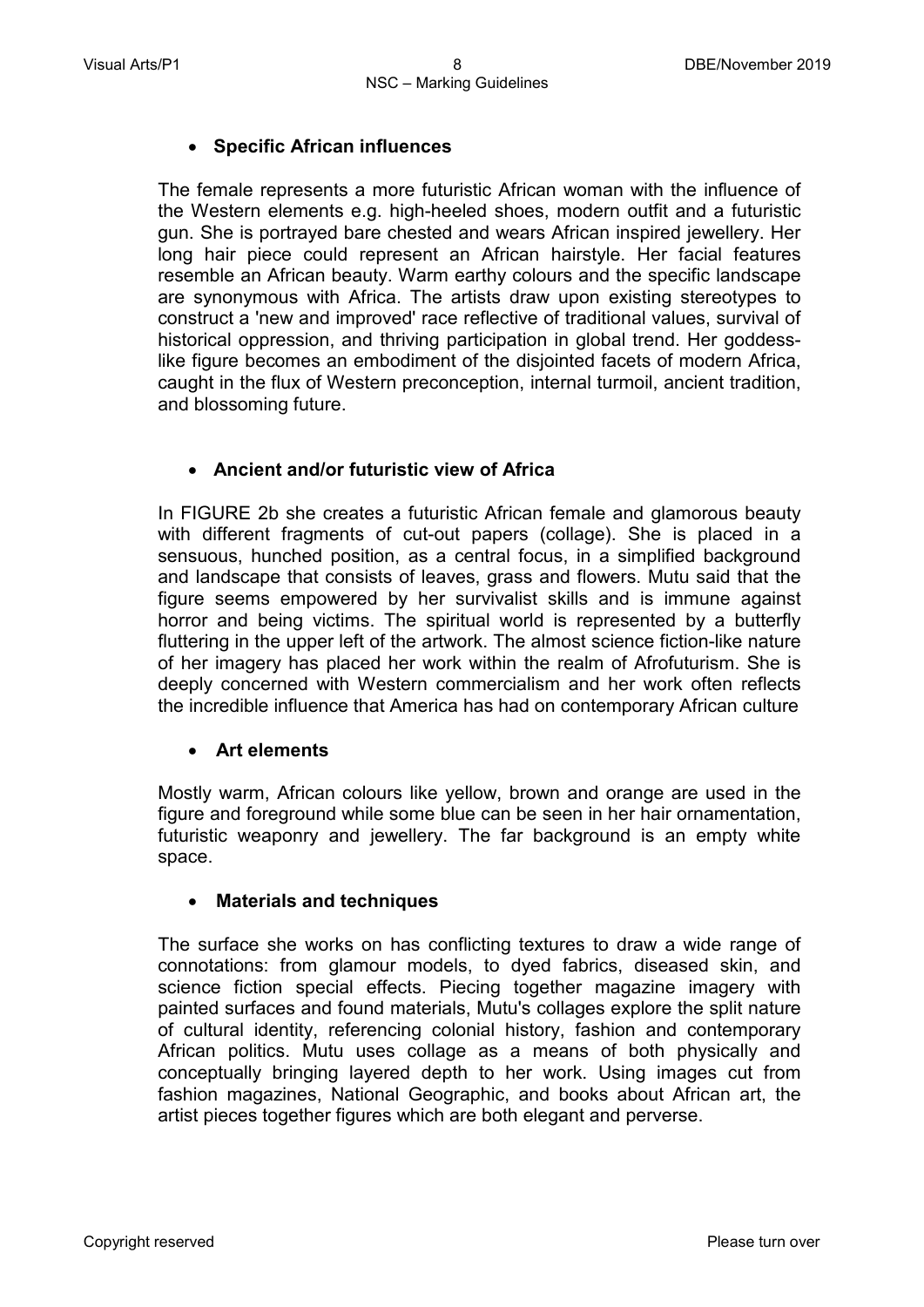- **Specific African influences**

The female represents a more futuristic African woman with the influence of the Western elements e.g. high-heeled shoes, modern outfit and a futuristic gun. She is portrayed bare chested and wears African inspired jewellery. Her long hair piece could represent an African hairstyle. Her facial features resemble an African beauty. Warm earthy colours and the specific landscape are synonymous with Africa. The artists draw upon existing stereotypes to construct a 'new and improved' race reflective of traditional values, survival of historical oppression, and thriving participation in global trend. Her goddess-like figure becomes an embodiment of the disjointed facets of modern Africa, caught in the flux of Western preconception, internal turmoil, ancient tradition, and blossoming future.

- **Ancient and/or futuristic view of Africa**

In FIGURE 2b she creates a futuristic African female and glamorous beauty with different fragments of cut-out papers (collage). She is placed in a sensuous, hunched position, as a central focus, in a simplified background and landscape that consists of leaves, grass and flowers. Mutu said that the figure seems empowered by her survivalist skills and is immune against horror and being victims. The spiritual world is represented by a butterfly fluttering in the upper left of the artwork. The almost science fiction-like nature of her imagery has placed her work within the realm of Afrofuturism. She is deeply concerned with Western commercialism and her work often reflects the incredible influence that America has had on contemporary African culture

- **Art elements**

Mostly warm, African colours like yellow, brown and orange are used in the figure and foreground while some blue can be seen in her hair ornamentation, futuristic weaponry and jewellery. The far background is an empty white space.

- **Materials and techniques**

The surface she works on has conflicting textures to draw a wide range of connotations: from glamour models, to dyed fabrics, diseased skin, and science fiction special effects. Piecing together magazine imagery with painted surfaces and found materials, Mutu's collages explore the split nature of cultural identity, referencing colonial history, fashion and contemporary African politics. Mutu uses collage as a means of both physically and conceptually bringing layered depth to her work. Using images cut from fashion magazines, National Geographic, and books about African art, the artist pieces together figures which are both elegant and perverse.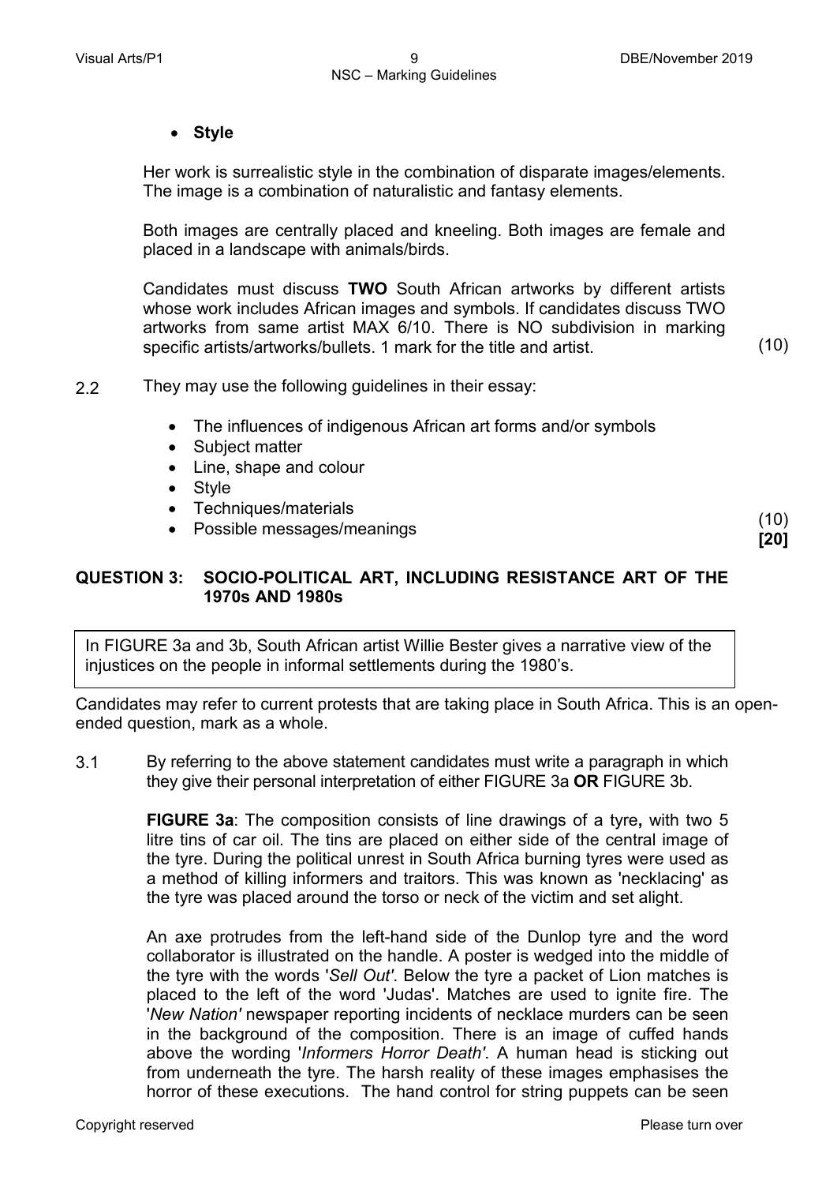- **Style**

Her work is surrealistic style in the combination of disparate images/elements. The image is a combination of naturalistic and fantasy elements.

Both images are centrally placed and kneeling. Both images are female and placed in a landscape with animals/birds.

Candidates must discuss **TWO** South African artworks by different artists whose work includes African images and symbols. If candidates discuss TWO artworks from same artist MAX 6/10. There is NO subdivision in marking specific artists/artworks/bullets. 1 mark for the title and artist. (10)

2.2 They may use the following guidelines in their essay:

- The influences of indigenous African art forms and/or symbols
- Subject matter
- Line, shape and colour
- Style
- Techniques/materials
- Possible messages/meanings

(10)
**[20]**

## QUESTION 3: SOCIO-POLITICAL ART, INCLUDING RESISTANCE ART OF THE 1970s AND 1980s

In FIGURE 3a and 3b, South African artist Willie Bester gives a narrative view of the injustices on the people in informal settlements during the 1980's.

Candidates may refer to current protests that are taking place in South Africa. This is an open-ended question, mark as a whole.

3.1 By referring to the above statement candidates must write a paragraph in which they give their personal interpretation of either FIGURE 3a **OR** FIGURE 3b.

**FIGURE 3a**: The composition consists of line drawings of a tyre**,** with two 5 litre tins of car oil. The tins are placed on either side of the central image of the tyre. During the political unrest in South Africa burning tyres were used as a method of killing informers and traitors. This was known as 'necklacing' as the tyre was placed around the torso or neck of the victim and set alight.

An axe protrudes from the left-hand side of the Dunlop tyre and the word collaborator is illustrated on the handle. A poster is wedged into the middle of the tyre with the words '*Sell Out'*. Below the tyre a packet of Lion matches is placed to the left of the word 'Judas'. Matches are used to ignite fire. The '*New Nation'* newspaper reporting incidents of necklace murders can be seen in the background of the composition. There is an image of cuffed hands above the wording '*Informers Horror Death'*. A human head is sticking out from underneath the tyre. The harsh reality of these images emphasises the horror of these executions. The hand control for string puppets can be seen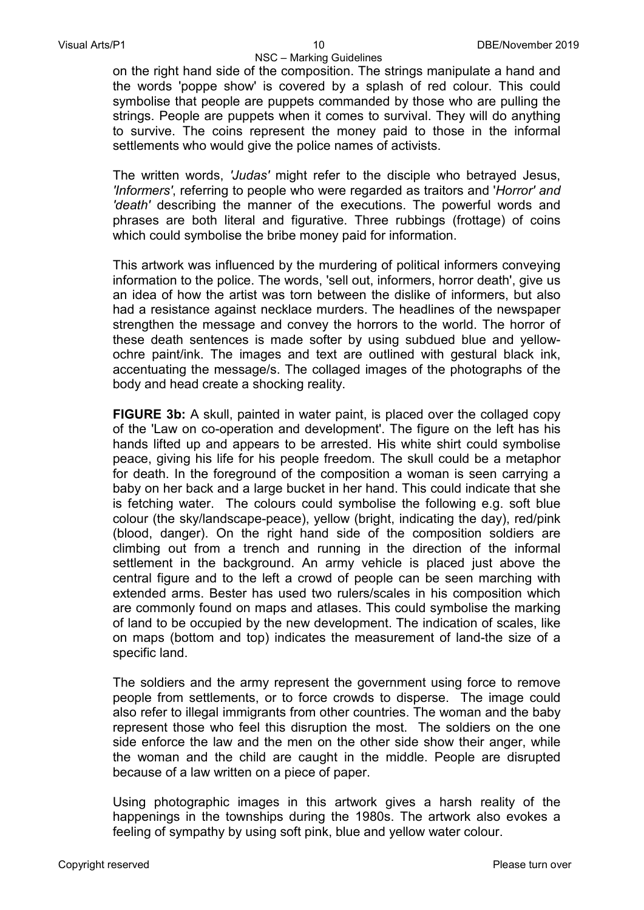on the right hand side of the composition. The strings manipulate a hand and the words 'poppe show' is covered by a splash of red colour. This could symbolise that people are puppets commanded by those who are pulling the strings. People are puppets when it comes to survival. They will do anything to survive. The coins represent the money paid to those in the informal settlements who would give the police names of activists.

The written words, *'Judas'* might refer to the disciple who betrayed Jesus, *'Informers'*, referring to people who were regarded as traitors and '*Horror' and 'death'* describing the manner of the executions. The powerful words and phrases are both literal and figurative. Three rubbings (frottage) of coins which could symbolise the bribe money paid for information.

This artwork was influenced by the murdering of political informers conveying information to the police. The words, 'sell out, informers, horror death', give us an idea of how the artist was torn between the dislike of informers, but also had a resistance against necklace murders. The headlines of the newspaper strengthen the message and convey the horrors to the world. The horror of these death sentences is made softer by using subdued blue and yellow-ochre paint/ink. The images and text are outlined with gestural black ink, accentuating the message/s. The collaged images of the photographs of the body and head create a shocking reality.

**FIGURE 3b:** A skull, painted in water paint, is placed over the collaged copy of the 'Law on co-operation and development'. The figure on the left has his hands lifted up and appears to be arrested. His white shirt could symbolise peace, giving his life for his people freedom. The skull could be a metaphor for death. In the foreground of the composition a woman is seen carrying a baby on her back and a large bucket in her hand. This could indicate that she is fetching water. The colours could symbolise the following e.g. soft blue colour (the sky/landscape-peace), yellow (bright, indicating the day), red/pink (blood, danger). On the right hand side of the composition soldiers are climbing out from a trench and running in the direction of the informal settlement in the background. An army vehicle is placed just above the central figure and to the left a crowd of people can be seen marching with extended arms. Bester has used two rulers/scales in his composition which are commonly found on maps and atlases. This could symbolise the marking of land to be occupied by the new development. The indication of scales, like on maps (bottom and top) indicates the measurement of land-the size of a specific land.

The soldiers and the army represent the government using force to remove people from settlements, or to force crowds to disperse. The image could also refer to illegal immigrants from other countries. The woman and the baby represent those who feel this disruption the most. The soldiers on the one side enforce the law and the men on the other side show their anger, while the woman and the child are caught in the middle. People are disrupted because of a law written on a piece of paper.

Using photographic images in this artwork gives a harsh reality of the happenings in the townships during the 1980s. The artwork also evokes a feeling of sympathy by using soft pink, blue and yellow water colour.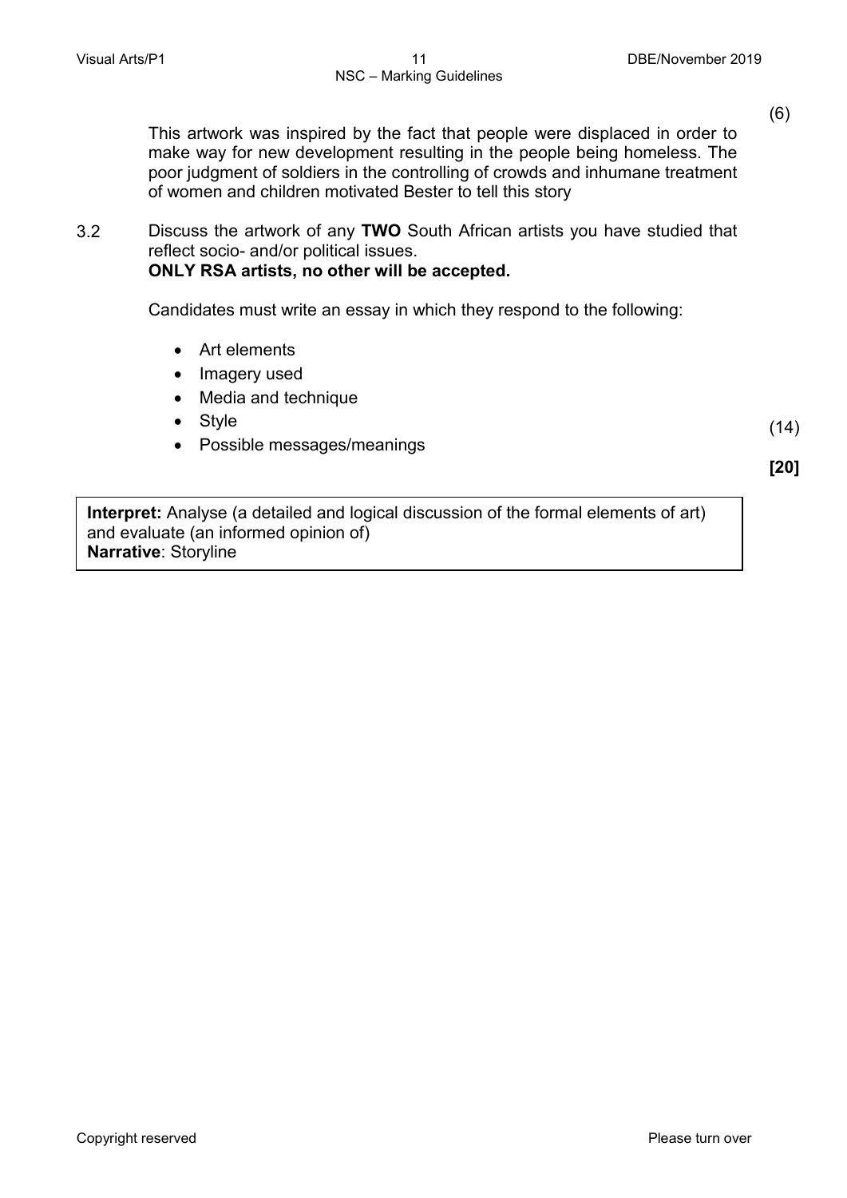(6)

This artwork was inspired by the fact that people were displaced in order to make way for new development resulting in the people being homeless. The poor judgment of soldiers in the controlling of crowds and inhumane treatment of women and children motivated Bester to tell this story

3.2 Discuss the artwork of any **TWO** South African artists you have studied that reflect socio- and/or political issues.
**ONLY RSA artists, no other will be accepted.**

Candidates must write an essay in which they respond to the following:

- Art elements
- Imagery used
- Media and technique
- Style
- Possible messages/meanings

(14)

**[20]**

**Interpret:** Analyse (a detailed and logical discussion of the formal elements of art) and evaluate (an informed opinion of)
**Narrative**: Storyline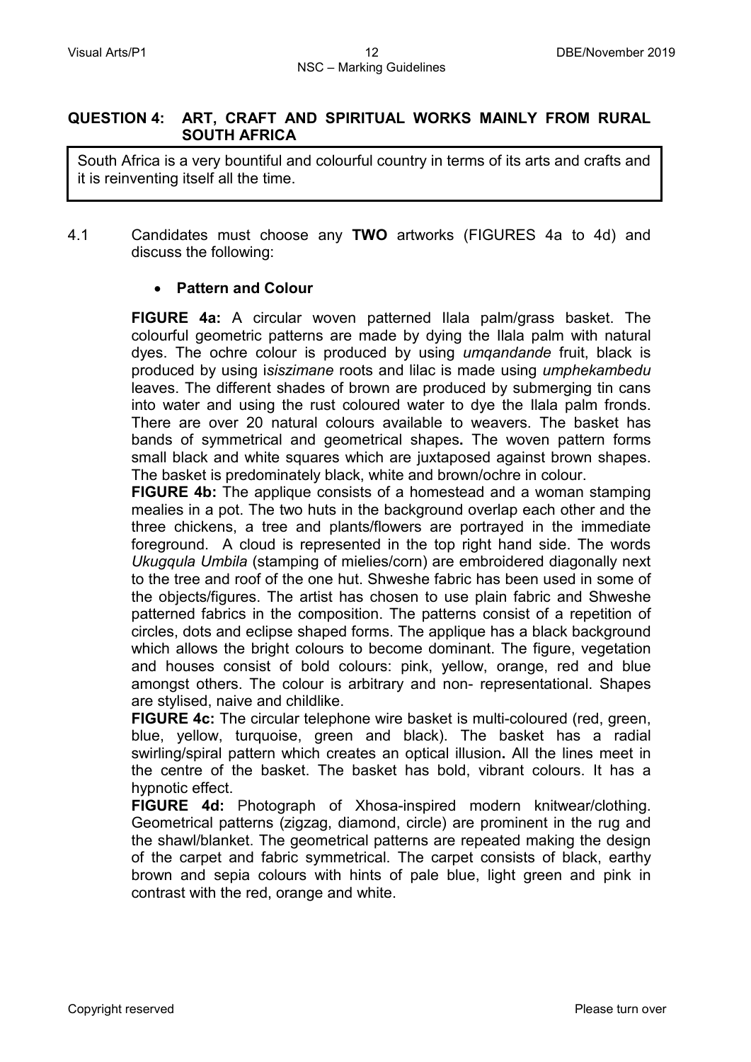## QUESTION 4: ART, CRAFT AND SPIRITUAL WORKS MAINLY FROM RURAL SOUTH AFRICA

South Africa is a very bountiful and colourful country in terms of its arts and crafts and it is reinventing itself all the time.

4.1 Candidates must choose any **TWO** artworks (FIGURES 4a to 4d) and discuss the following:

- **Pattern and Colour**

**FIGURE 4a:** A circular woven patterned Ilala palm/grass basket. The colourful geometric patterns are made by dying the Ilala palm with natural dyes. The ochre colour is produced by using *umqandande* fruit, black is produced by using i*siszimane* roots and lilac is made using *umphekambedu* leaves. The different shades of brown are produced by submerging tin cans into water and using the rust coloured water to dye the Ilala palm fronds. There are over 20 natural colours available to weavers. The basket has bands of symmetrical and geometrical shapes**.** The woven pattern forms small black and white squares which are juxtaposed against brown shapes. The basket is predominately black, white and brown/ochre in colour.

**FIGURE 4b:** The applique consists of a homestead and a woman stamping mealies in a pot. The two huts in the background overlap each other and the three chickens, a tree and plants/flowers are portrayed in the immediate foreground. A cloud is represented in the top right hand side. The words *Ukugqula Umbila* (stamping of mielies/corn) are embroidered diagonally next to the tree and roof of the one hut. Shweshe fabric has been used in some of the objects/figures. The artist has chosen to use plain fabric and Shweshe patterned fabrics in the composition. The patterns consist of a repetition of circles, dots and eclipse shaped forms. The applique has a black background which allows the bright colours to become dominant. The figure, vegetation and houses consist of bold colours: pink, yellow, orange, red and blue amongst others. The colour is arbitrary and non- representational. Shapes are stylised, naive and childlike.

**FIGURE 4c:** The circular telephone wire basket is multi-coloured (red, green, blue, yellow, turquoise, green and black). The basket has a radial swirling/spiral pattern which creates an optical illusion**.** All the lines meet in the centre of the basket. The basket has bold, vibrant colours. It has a hypnotic effect.

**FIGURE 4d:** Photograph of Xhosa-inspired modern knitwear/clothing. Geometrical patterns (zigzag, diamond, circle) are prominent in the rug and the shawl/blanket. The geometrical patterns are repeated making the design of the carpet and fabric symmetrical. The carpet consists of black, earthy brown and sepia colours with hints of pale blue, light green and pink in contrast with the red, orange and white.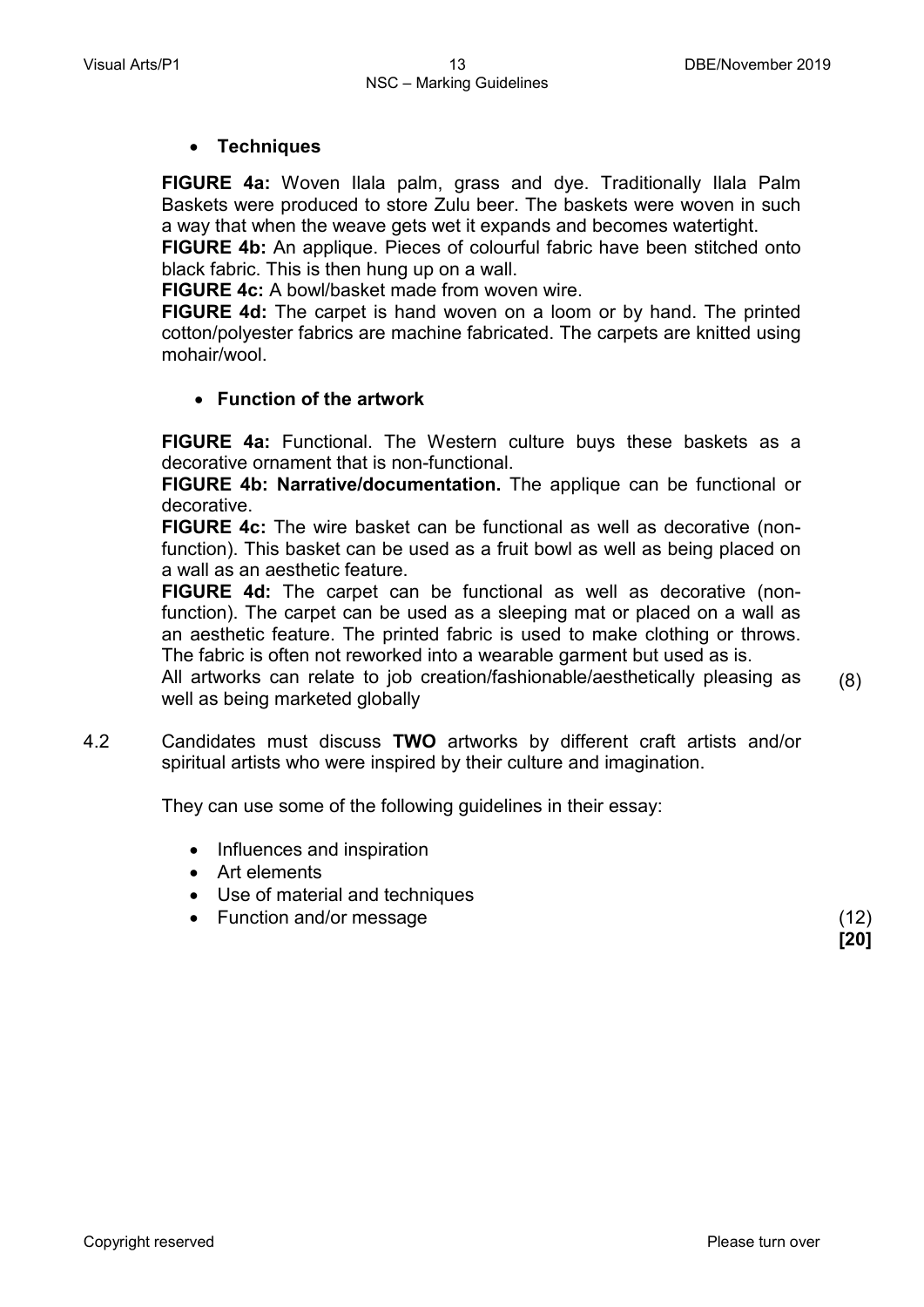- **Techniques**

**FIGURE 4a:** Woven Ilala palm, grass and dye. Traditionally Ilala Palm Baskets were produced to store Zulu beer. The baskets were woven in such a way that when the weave gets wet it expands and becomes watertight.
**FIGURE 4b:** An applique. Pieces of colourful fabric have been stitched onto black fabric. This is then hung up on a wall.
**FIGURE 4c:** A bowl/basket made from woven wire.
**FIGURE 4d:** The carpet is hand woven on a loom or by hand. The printed cotton/polyester fabrics are machine fabricated. The carpets are knitted using mohair/wool.

- **Function of the artwork**

**FIGURE 4a:** Functional. The Western culture buys these baskets as a decorative ornament that is non-functional.
**FIGURE 4b: Narrative/documentation.** The applique can be functional or decorative.
**FIGURE 4c:** The wire basket can be functional as well as decorative (non-function). This basket can be used as a fruit bowl as well as being placed on a wall as an aesthetic feature.
**FIGURE 4d:** The carpet can be functional as well as decorative (non-function). The carpet can be used as a sleeping mat or placed on a wall as an aesthetic feature. The printed fabric is used to make clothing or throws. The fabric is often not reworked into a wearable garment but used as is.
All artworks can relate to job creation/fashionable/aesthetically pleasing as well as being marketed globally (8)

4.2 Candidates must discuss **TWO** artworks by different craft artists and/or spiritual artists who were inspired by their culture and imagination.

They can use some of the following guidelines in their essay:

- Influences and inspiration
- Art elements
- Use of material and techniques
- Function and/or message (12)

**[20]**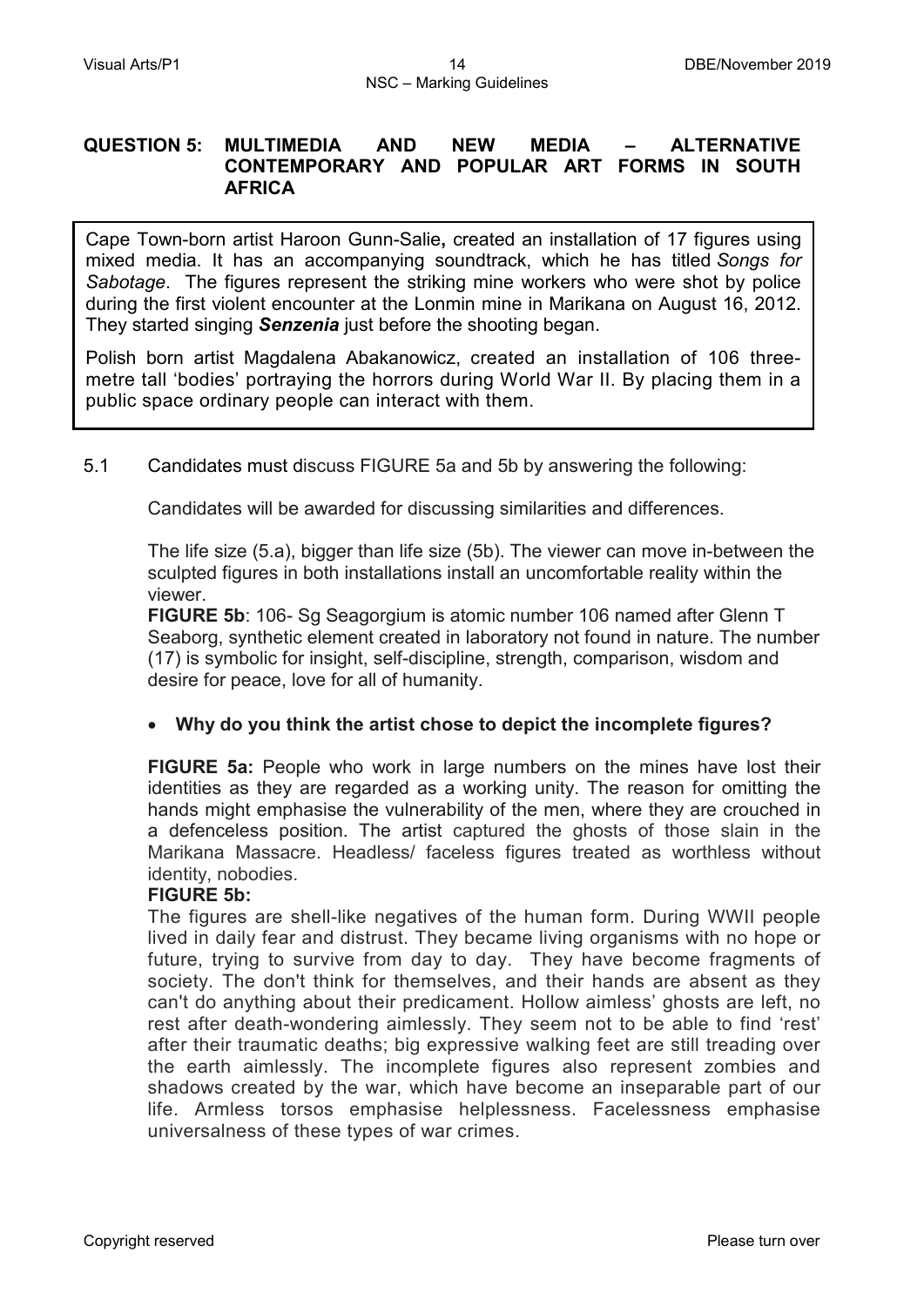## QUESTION 5: MULTIMEDIA AND NEW MEDIA – ALTERNATIVE CONTEMPORARY AND POPULAR ART FORMS IN SOUTH AFRICA

Cape Town-born artist Haroon Gunn-Salie**,** created an installation of 17 figures using mixed media. It has an accompanying soundtrack, which he has titled *Songs for Sabotage*. The figures represent the striking mine workers who were shot by police during the first violent encounter at the Lonmin mine in Marikana on August 16, 2012. They started singing ***Senzenia*** just before the shooting began.

Polish born artist Magdalena Abakanowicz, created an installation of 106 three-metre tall 'bodies' portraying the horrors during World War II. By placing them in a public space ordinary people can interact with them.

5.1 Candidates must discuss FIGURE 5a and 5b by answering the following:

Candidates will be awarded for discussing similarities and differences.

The life size (5.a), bigger than life size (5b). The viewer can move in-between the sculpted figures in both installations install an uncomfortable reality within the viewer.
**FIGURE 5b**: 106- Sg Seagorgium is atomic number 106 named after Glenn T Seaborg, synthetic element created in laboratory not found in nature. The number (17) is symbolic for insight, self-discipline, strength, comparison, wisdom and desire for peace, love for all of humanity.

- **Why do you think the artist chose to depict the incomplete figures?**

**FIGURE 5a:** People who work in large numbers on the mines have lost their identities as they are regarded as a working unity. The reason for omitting the hands might emphasise the vulnerability of the men, where they are crouched in a defenceless position. The artist captured the ghosts of those slain in the Marikana Massacre. Headless/ faceless figures treated as worthless without identity, nobodies.
**FIGURE 5b:**
The figures are shell-like negatives of the human form. During WWII people lived in daily fear and distrust. They became living organisms with no hope or future, trying to survive from day to day. They have become fragments of society. The don't think for themselves, and their hands are absent as they can't do anything about their predicament. Hollow aimless' ghosts are left, no rest after death-wondering aimlessly. They seem not to be able to find 'rest' after their traumatic deaths; big expressive walking feet are still treading over the earth aimlessly. The incomplete figures also represent zombies and shadows created by the war, which have become an inseparable part of our life. Armless torsos emphasise helplessness. Facelessness emphasise universalness of these types of war crimes.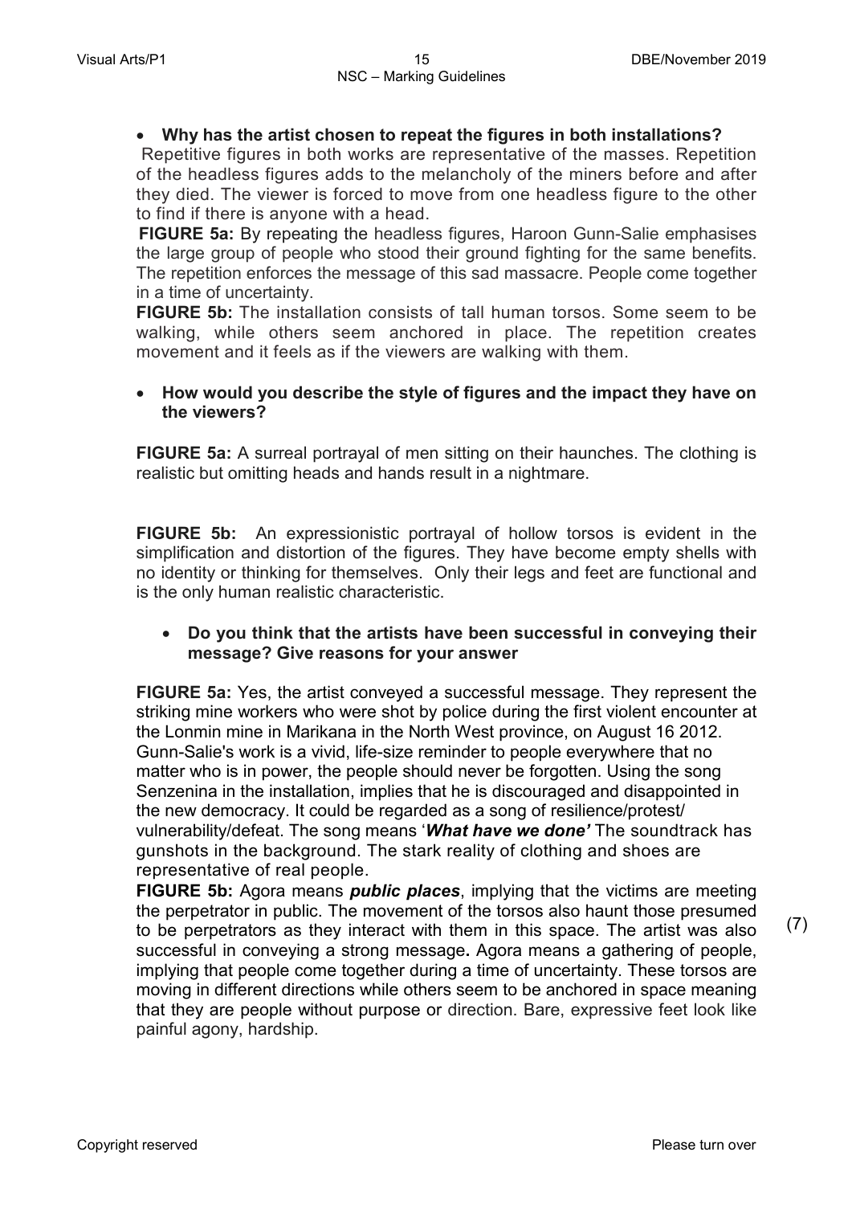- **Why has the artist chosen to repeat the figures in both installations?**

Repetitive figures in both works are representative of the masses. Repetition of the headless figures adds to the melancholy of the miners before and after they died. The viewer is forced to move from one headless figure to the other to find if there is anyone with a head.

**FIGURE 5a:** By repeating the headless figures, Haroon Gunn-Salie emphasises the large group of people who stood their ground fighting for the same benefits. The repetition enforces the message of this sad massacre. People come together in a time of uncertainty.

**FIGURE 5b:** The installation consists of tall human torsos. Some seem to be walking, while others seem anchored in place. The repetition creates movement and it feels as if the viewers are walking with them.

- **How would you describe the style of figures and the impact they have on the viewers?**

**FIGURE 5a:** A surreal portrayal of men sitting on their haunches. The clothing is realistic but omitting heads and hands result in a nightmare.

**FIGURE 5b:** An expressionistic portrayal of hollow torsos is evident in the simplification and distortion of the figures. They have become empty shells with no identity or thinking for themselves. Only their legs and feet are functional and is the only human realistic characteristic.

- **Do you think that the artists have been successful in conveying their message? Give reasons for your answer**

**FIGURE 5a:** Yes, the artist conveyed a successful message. They represent the striking mine workers who were shot by police during the first violent encounter at the Lonmin mine in Marikana in the North West province, on August 16 2012. Gunn-Salie's work is a vivid, life-size reminder to people everywhere that no matter who is in power, the people should never be forgotten. Using the song Senzenina in the installation, implies that he is discouraged and disappointed in the new democracy. It could be regarded as a song of resilience/protest/ vulnerability/defeat. The song means '***What have we done'*** The soundtrack has gunshots in the background. The stark reality of clothing and shoes are representative of real people.

**FIGURE 5b:** Agora means ***public places***, implying that the victims are meeting the perpetrator in public. The movement of the torsos also haunt those presumed to be perpetrators as they interact with them in this space. The artist was also successful in conveying a strong message**.** Agora means a gathering of people, implying that people come together during a time of uncertainty. These torsos are moving in different directions while others seem to be anchored in space meaning that they are people without purpose or direction. Bare, expressive feet look like painful agony, hardship.

(7)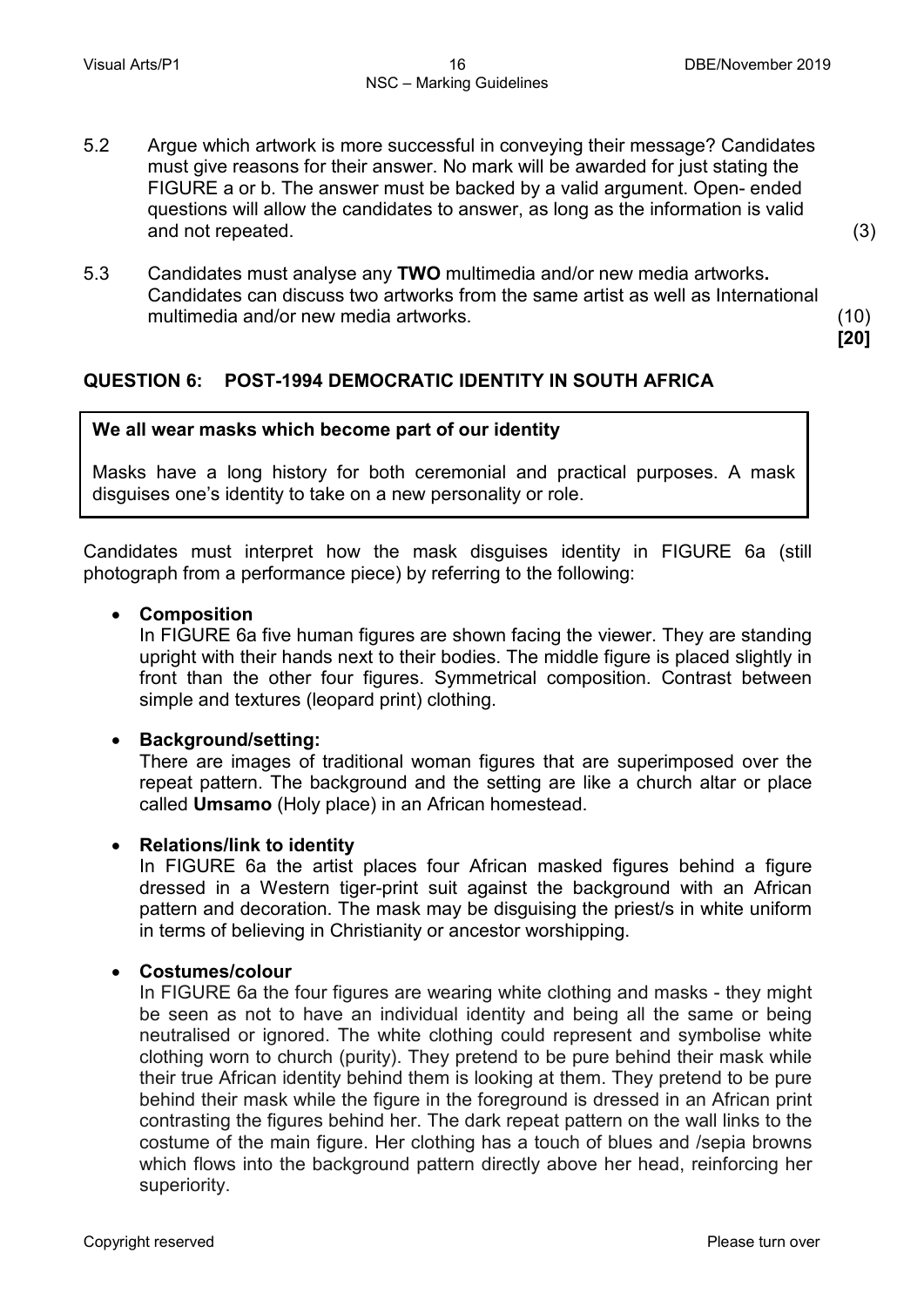5.2 Argue which artwork is more successful in conveying their message? Candidates must give reasons for their answer. No mark will be awarded for just stating the FIGURE a or b. The answer must be backed by a valid argument. Open- ended questions will allow the candidates to answer, as long as the information is valid and not repeated. (3)

5.3 Candidates must analyse any **TWO** multimedia and/or new media artworks**.** Candidates can discuss two artworks from the same artist as well as International multimedia and/or new media artworks. (10)
**[20]**

## QUESTION 6: POST-1994 DEMOCRATIC IDENTITY IN SOUTH AFRICA

**We all wear masks which become part of our identity**

Masks have a long history for both ceremonial and practical purposes. A mask disguises one's identity to take on a new personality or role.

Candidates must interpret how the mask disguises identity in FIGURE 6a (still photograph from a performance piece) by referring to the following:

- **Composition**
  In FIGURE 6a five human figures are shown facing the viewer. They are standing upright with their hands next to their bodies. The middle figure is placed slightly in front than the other four figures. Symmetrical composition. Contrast between simple and textures (leopard print) clothing.

- **Background/setting:**
  There are images of traditional woman figures that are superimposed over the repeat pattern. The background and the setting are like a church altar or place called **Umsamo** (Holy place) in an African homestead.

- **Relations/link to identity**
  In FIGURE 6a the artist places four African masked figures behind a figure dressed in a Western tiger-print suit against the background with an African pattern and decoration. The mask may be disguising the priest/s in white uniform in terms of believing in Christianity or ancestor worshipping.

- **Costumes/colour**
  In FIGURE 6a the four figures are wearing white clothing and masks - they might be seen as not to have an individual identity and being all the same or being neutralised or ignored. The white clothing could represent and symbolise white clothing worn to church (purity). They pretend to be pure behind their mask while their true African identity behind them is looking at them. They pretend to be pure behind their mask while the figure in the foreground is dressed in an African print contrasting the figures behind her. The dark repeat pattern on the wall links to the costume of the main figure. Her clothing has a touch of blues and /sepia browns which flows into the background pattern directly above her head, reinforcing her superiority.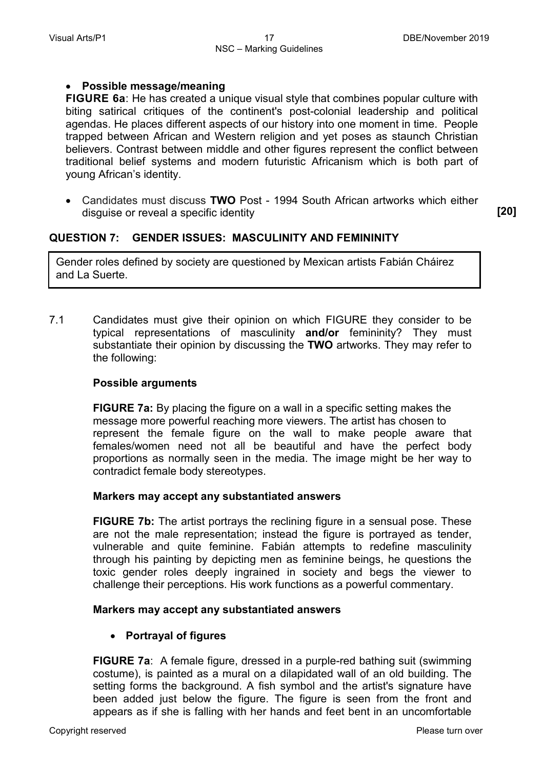- **Possible message/meaning**

**FIGURE 6a**: He has created a unique visual style that combines popular culture with biting satirical critiques of the continent's post-colonial leadership and political agendas. He places different aspects of our history into one moment in time. People trapped between African and Western religion and yet poses as staunch Christian believers. Contrast between middle and other figures represent the conflict between traditional belief systems and modern futuristic Africanism which is both part of young African's identity.

- Candidates must discuss **TWO** Post - 1994 South African artworks which either disguise or reveal a specific identity

**[20]**

## QUESTION 7: GENDER ISSUES: MASCULINITY AND FEMININITY

Gender roles defined by society are questioned by Mexican artists Fabián Cháirez and La Suerte.

7.1 Candidates must give their opinion on which FIGURE they consider to be typical representations of masculinity **and/or** femininity? They must substantiate their opinion by discussing the **TWO** artworks. They may refer to the following:

**Possible arguments**

**FIGURE 7a:** By placing the figure on a wall in a specific setting makes the message more powerful reaching more viewers. The artist has chosen to represent the female figure on the wall to make people aware that females/women need not all be beautiful and have the perfect body proportions as normally seen in the media. The image might be her way to contradict female body stereotypes.

**Markers may accept any substantiated answers**

**FIGURE 7b:** The artist portrays the reclining figure in a sensual pose. These are not the male representation; instead the figure is portrayed as tender, vulnerable and quite feminine. Fabián attempts to redefine masculinity through his painting by depicting men as feminine beings, he questions the toxic gender roles deeply ingrained in society and begs the viewer to challenge their perceptions. His work functions as a powerful commentary.

**Markers may accept any substantiated answers**

- **Portrayal of figures**

**FIGURE 7a**: A female figure, dressed in a purple-red bathing suit (swimming costume), is painted as a mural on a dilapidated wall of an old building. The setting forms the background. A fish symbol and the artist's signature have been added just below the figure. The figure is seen from the front and appears as if she is falling with her hands and feet bent in an uncomfortable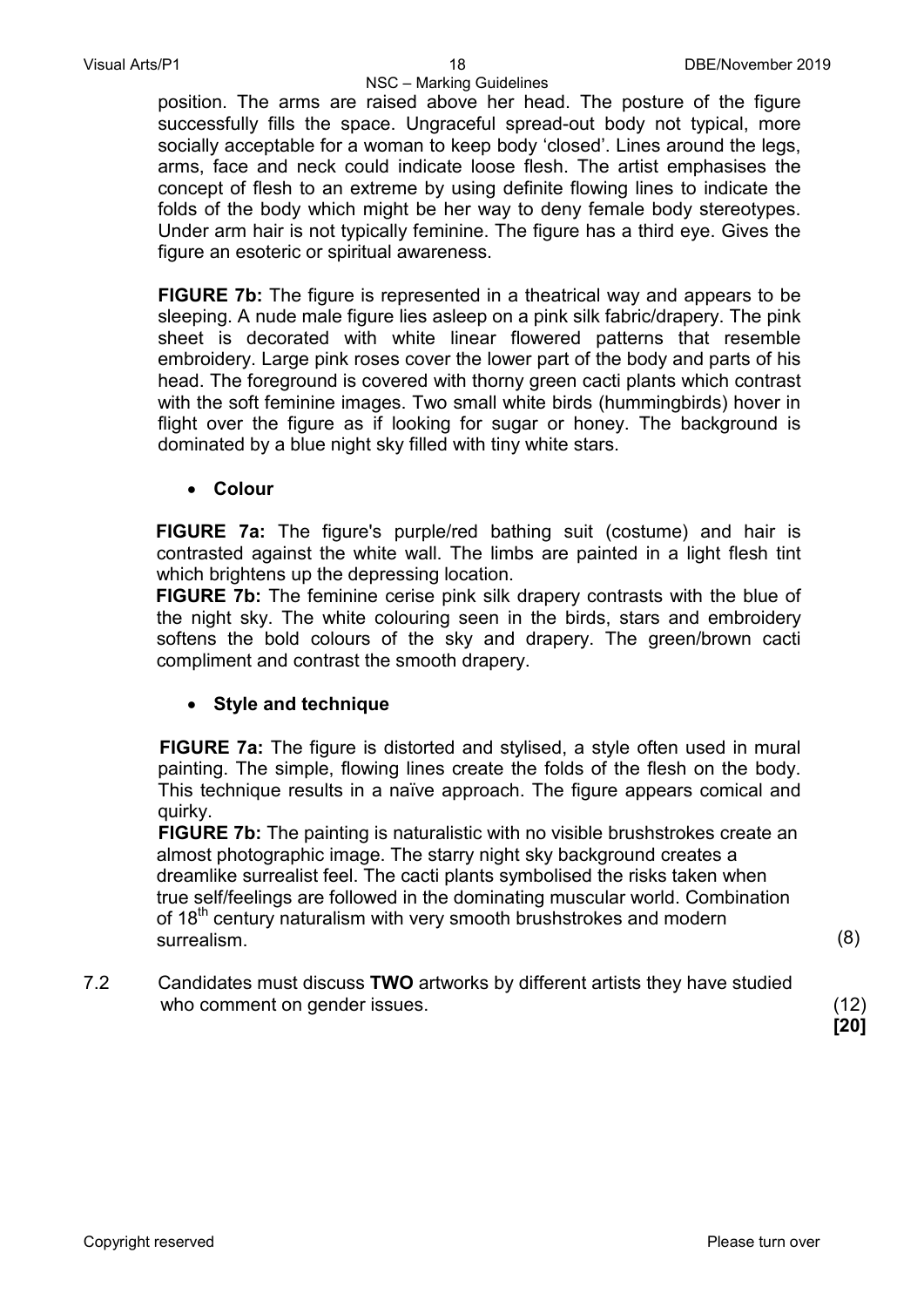position. The arms are raised above her head. The posture of the figure successfully fills the space. Ungraceful spread-out body not typical, more socially acceptable for a woman to keep body 'closed'. Lines around the legs, arms, face and neck could indicate loose flesh. The artist emphasises the concept of flesh to an extreme by using definite flowing lines to indicate the folds of the body which might be her way to deny female body stereotypes. Under arm hair is not typically feminine. The figure has a third eye. Gives the figure an esoteric or spiritual awareness.

**FIGURE 7b:** The figure is represented in a theatrical way and appears to be sleeping. A nude male figure lies asleep on a pink silk fabric/drapery. The pink sheet is decorated with white linear flowered patterns that resemble embroidery. Large pink roses cover the lower part of the body and parts of his head. The foreground is covered with thorny green cacti plants which contrast with the soft feminine images. Two small white birds (hummingbirds) hover in flight over the figure as if looking for sugar or honey. The background is dominated by a blue night sky filled with tiny white stars.

- **Colour**

**FIGURE 7a:** The figure's purple/red bathing suit (costume) and hair is contrasted against the white wall. The limbs are painted in a light flesh tint which brightens up the depressing location.
**FIGURE 7b:** The feminine cerise pink silk drapery contrasts with the blue of the night sky. The white colouring seen in the birds, stars and embroidery softens the bold colours of the sky and drapery. The green/brown cacti compliment and contrast the smooth drapery.

- **Style and technique**

**FIGURE 7a:** The figure is distorted and stylised, a style often used in mural painting. The simple, flowing lines create the folds of the flesh on the body. This technique results in a naïve approach. The figure appears comical and quirky.
**FIGURE 7b:** The painting is naturalistic with no visible brushstrokes create an almost photographic image. The starry night sky background creates a dreamlike surrealist feel. The cacti plants symbolised the risks taken when true self/feelings are followed in the dominating muscular world. Combination of 18th century naturalism with very smooth brushstrokes and modern surrealism. (8)

7.2 Candidates must discuss **TWO** artworks by different artists they have studied who comment on gender issues. (12)
**[20]**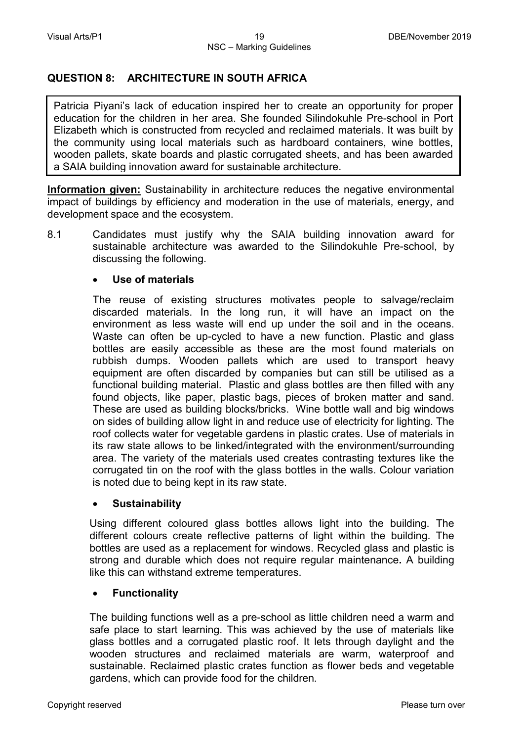## QUESTION 8: ARCHITECTURE IN SOUTH AFRICA

> Patricia Piyani's lack of education inspired her to create an opportunity for proper education for the children in her area. She founded Silindokuhle Pre-school in Port Elizabeth which is constructed from recycled and reclaimed materials. It was built by the community using local materials such as hardboard containers, wine bottles, wooden pallets, skate boards and plastic corrugated sheets, and has been awarded a SAIA building innovation award for sustainable architecture.

**Information given:** Sustainability in architecture reduces the negative environmental impact of buildings by efficiency and moderation in the use of materials, energy, and development space and the ecosystem.

8.1 Candidates must justify why the SAIA building innovation award for sustainable architecture was awarded to the Silindokuhle Pre-school, by discussing the following.

- **Use of materials**

The reuse of existing structures motivates people to salvage/reclaim discarded materials. In the long run, it will have an impact on the environment as less waste will end up under the soil and in the oceans. Waste can often be up-cycled to have a new function. Plastic and glass bottles are easily accessible as these are the most found materials on rubbish dumps. Wooden pallets which are used to transport heavy equipment are often discarded by companies but can still be utilised as a functional building material. Plastic and glass bottles are then filled with any found objects, like paper, plastic bags, pieces of broken matter and sand. These are used as building blocks/bricks. Wine bottle wall and big windows on sides of building allow light in and reduce use of electricity for lighting. The roof collects water for vegetable gardens in plastic crates. Use of materials in its raw state allows to be linked/integrated with the environment/surrounding area. The variety of the materials used creates contrasting textures like the corrugated tin on the roof with the glass bottles in the walls. Colour variation is noted due to being kept in its raw state.

- **Sustainability**

Using different coloured glass bottles allows light into the building. The different colours create reflective patterns of light within the building. The bottles are used as a replacement for windows. Recycled glass and plastic is strong and durable which does not require regular maintenance**.** A building like this can withstand extreme temperatures.

- **Functionality**

The building functions well as a pre-school as little children need a warm and safe place to start learning. This was achieved by the use of materials like glass bottles and a corrugated plastic roof. It lets through daylight and the wooden structures and reclaimed materials are warm, waterproof and sustainable. Reclaimed plastic crates function as flower beds and vegetable gardens, which can provide food for the children.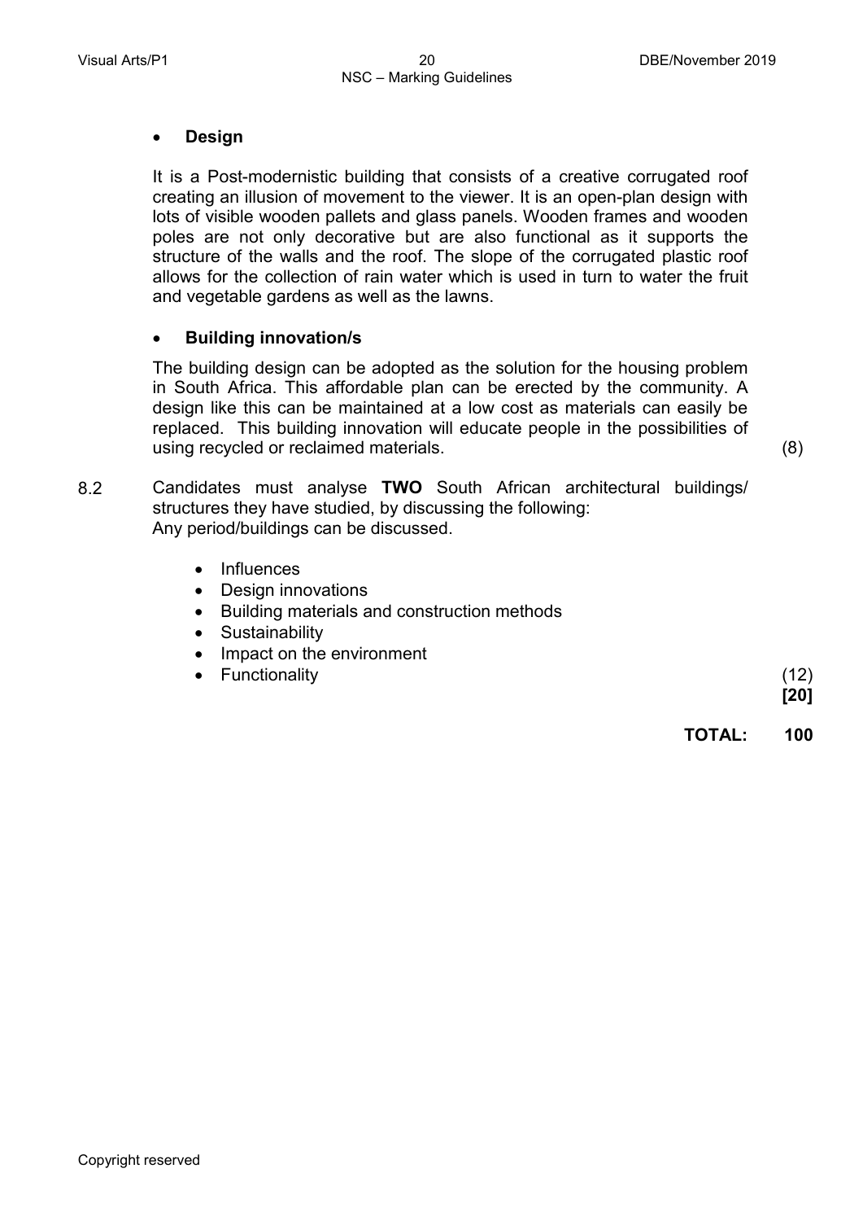- **Design**

  It is a Post-modernistic building that consists of a creative corrugated roof creating an illusion of movement to the viewer. It is an open-plan design with lots of visible wooden pallets and glass panels. Wooden frames and wooden poles are not only decorative but are also functional as it supports the structure of the walls and the roof. The slope of the corrugated plastic roof allows for the collection of rain water which is used in turn to water the fruit and vegetable gardens as well as the lawns.

- **Building innovation/s**

  The building design can be adopted as the solution for the housing problem in South Africa. This affordable plan can be erected by the community. A design like this can be maintained at a low cost as materials can easily be replaced. This building innovation will educate people in the possibilities of using recycled or reclaimed materials. (8)

8.2 Candidates must analyse **TWO** South African architectural buildings/ structures they have studied, by discussing the following:
Any period/buildings can be discussed.

- Influences
- Design innovations
- Building materials and construction methods
- Sustainability
- Impact on the environment
- Functionality (12)

**[20]**

**TOTAL: 100**